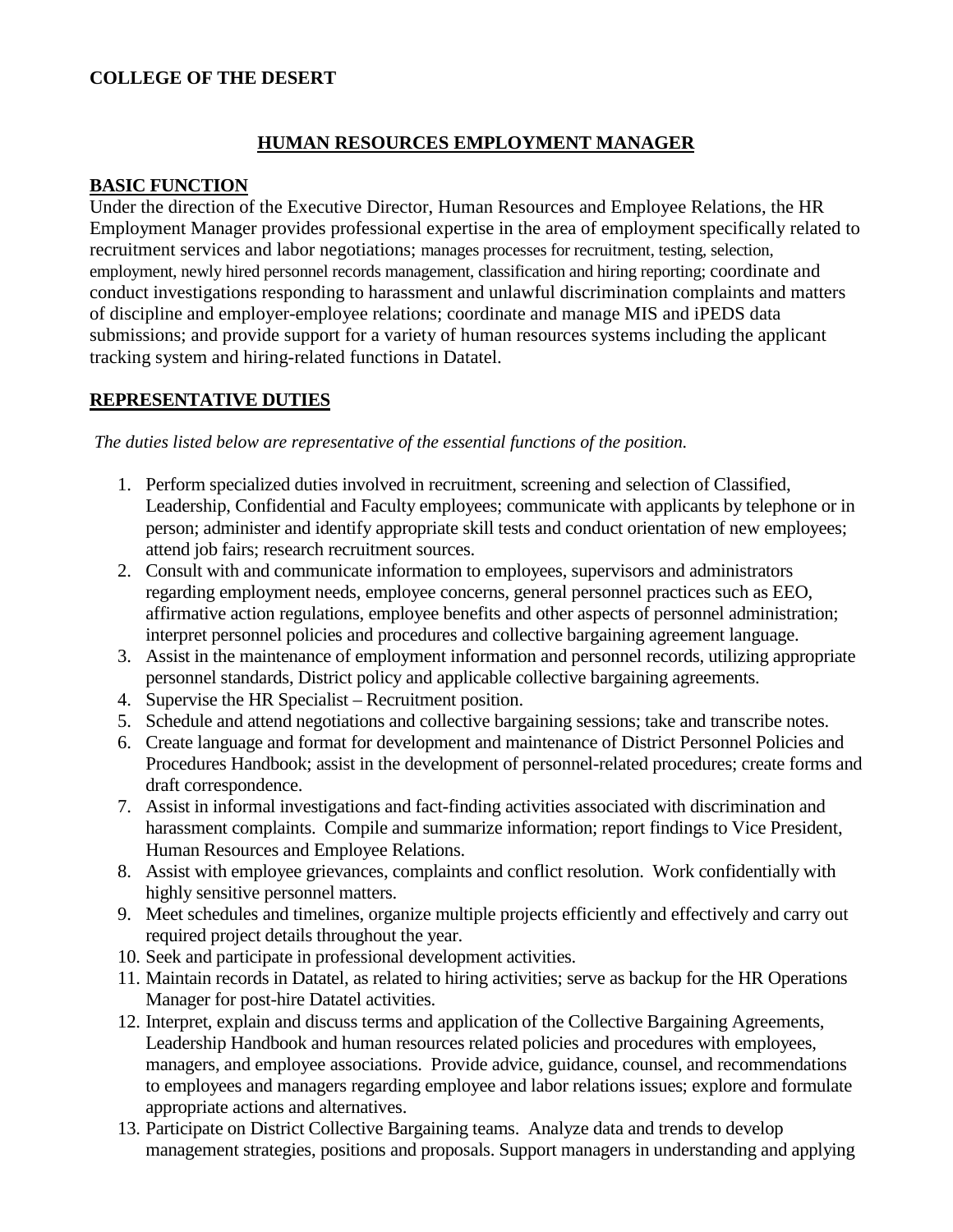**COLLEGE OF THE DESERT**

# HUMAN RESOURCES EMPLOYMENT MANAGER

## BASIC FUNCTION

Under the direction of the Executive Director, Human Resources and Employee Relations, the HR Employment Manager provides professional expertise in the area of employment specifically related to recruitment services and labor negotiations; manages processes for recruitment, testing, selection, employment, newly hired personnel records management, classification and hiring reporting; coordinate and conduct investigations responding to harassment and unlawful discrimination complaints and matters of discipline and employer-employee relations; coordinate and manage MIS and iPEDS data submissions; and provide support for a variety of human resources systems including the applicant tracking system and hiring-related functions in Datatel.

## REPRESENTATIVE DUTIES

*The duties listed below are representative of the essential functions of the position.*

1. Perform specialized duties involved in recruitment, screening and selection of Classified, Leadership, Confidential and Faculty employees; communicate with applicants by telephone or in person; administer and identify appropriate skill tests and conduct orientation of new employees; attend job fairs; research recruitment sources.
2. Consult with and communicate information to employees, supervisors and administrators regarding employment needs, employee concerns, general personnel practices such as EEO, affirmative action regulations, employee benefits and other aspects of personnel administration; interpret personnel policies and procedures and collective bargaining agreement language.
3. Assist in the maintenance of employment information and personnel records, utilizing appropriate personnel standards, District policy and applicable collective bargaining agreements.
4. Supervise the HR Specialist – Recruitment position.
5. Schedule and attend negotiations and collective bargaining sessions; take and transcribe notes.
6. Create language and format for development and maintenance of District Personnel Policies and Procedures Handbook; assist in the development of personnel-related procedures; create forms and draft correspondence.
7. Assist in informal investigations and fact-finding activities associated with discrimination and harassment complaints. Compile and summarize information; report findings to Vice President, Human Resources and Employee Relations.
8. Assist with employee grievances, complaints and conflict resolution. Work confidentially with highly sensitive personnel matters.
9. Meet schedules and timelines, organize multiple projects efficiently and effectively and carry out required project details throughout the year.
10. Seek and participate in professional development activities.
11. Maintain records in Datatel, as related to hiring activities; serve as backup for the HR Operations Manager for post-hire Datatel activities.
12. Interpret, explain and discuss terms and application of the Collective Bargaining Agreements, Leadership Handbook and human resources related policies and procedures with employees, managers, and employee associations. Provide advice, guidance, counsel, and recommendations to employees and managers regarding employee and labor relations issues; explore and formulate appropriate actions and alternatives.
13. Participate on District Collective Bargaining teams. Analyze data and trends to develop management strategies, positions and proposals. Support managers in understanding and applying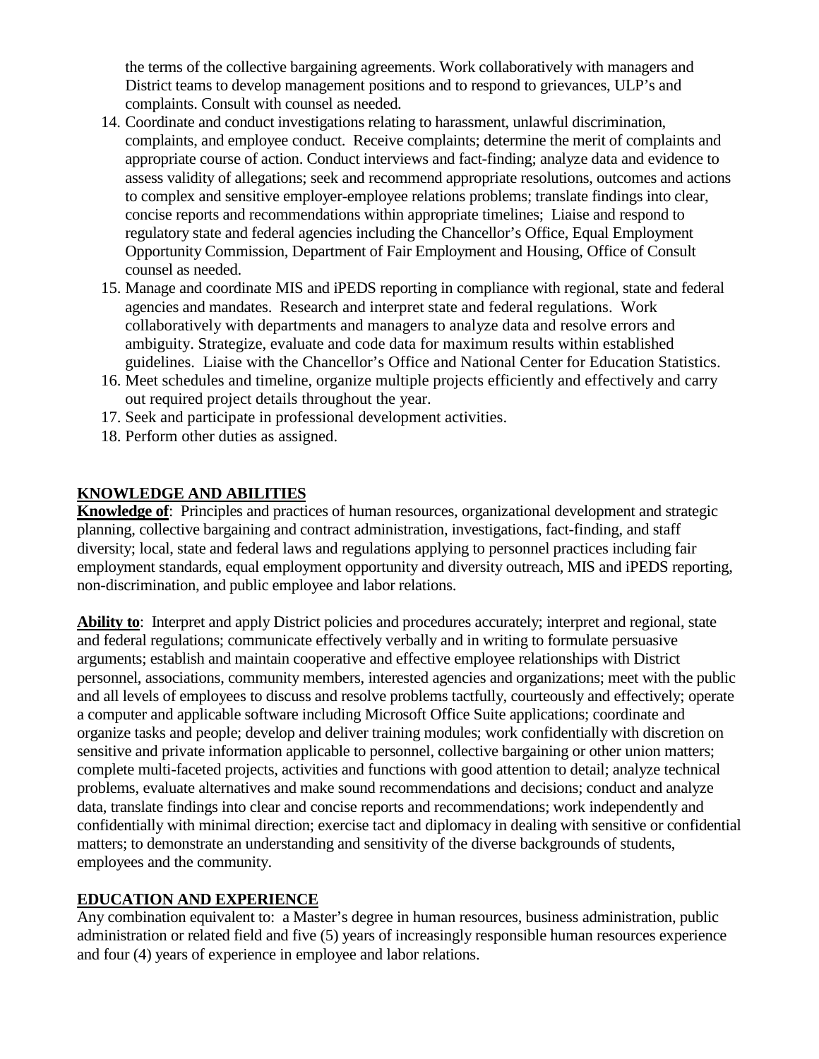the terms of the collective bargaining agreements. Work collaboratively with managers and District teams to develop management positions and to respond to grievances, ULP's and complaints. Consult with counsel as needed.

14. Coordinate and conduct investigations relating to harassment, unlawful discrimination, complaints, and employee conduct. Receive complaints; determine the merit of complaints and appropriate course of action. Conduct interviews and fact-finding; analyze data and evidence to assess validity of allegations; seek and recommend appropriate resolutions, outcomes and actions to complex and sensitive employer-employee relations problems; translate findings into clear, concise reports and recommendations within appropriate timelines; Liaise and respond to regulatory state and federal agencies including the Chancellor's Office, Equal Employment Opportunity Commission, Department of Fair Employment and Housing, Office of Consult counsel as needed.
15. Manage and coordinate MIS and iPEDS reporting in compliance with regional, state and federal agencies and mandates. Research and interpret state and federal regulations. Work collaboratively with departments and managers to analyze data and resolve errors and ambiguity. Strategize, evaluate and code data for maximum results within established guidelines. Liaise with the Chancellor's Office and National Center for Education Statistics.
16. Meet schedules and timeline, organize multiple projects efficiently and effectively and carry out required project details throughout the year.
17. Seek and participate in professional development activities.
18. Perform other duties as assigned.

## KNOWLEDGE AND ABILITIES

**Knowledge of**: Principles and practices of human resources, organizational development and strategic planning, collective bargaining and contract administration, investigations, fact-finding, and staff diversity; local, state and federal laws and regulations applying to personnel practices including fair employment standards, equal employment opportunity and diversity outreach, MIS and iPEDS reporting, non-discrimination, and public employee and labor relations.

**Ability to**: Interpret and apply District policies and procedures accurately; interpret and regional, state and federal regulations; communicate effectively verbally and in writing to formulate persuasive arguments; establish and maintain cooperative and effective employee relationships with District personnel, associations, community members, interested agencies and organizations; meet with the public and all levels of employees to discuss and resolve problems tactfully, courteously and effectively; operate a computer and applicable software including Microsoft Office Suite applications; coordinate and organize tasks and people; develop and deliver training modules; work confidentially with discretion on sensitive and private information applicable to personnel, collective bargaining or other union matters; complete multi-faceted projects, activities and functions with good attention to detail; analyze technical problems, evaluate alternatives and make sound recommendations and decisions; conduct and analyze data, translate findings into clear and concise reports and recommendations; work independently and confidentially with minimal direction; exercise tact and diplomacy in dealing with sensitive or confidential matters; to demonstrate an understanding and sensitivity of the diverse backgrounds of students, employees and the community.

## EDUCATION AND EXPERIENCE

Any combination equivalent to: a Master's degree in human resources, business administration, public administration or related field and five (5) years of increasingly responsible human resources experience and four (4) years of experience in employee and labor relations.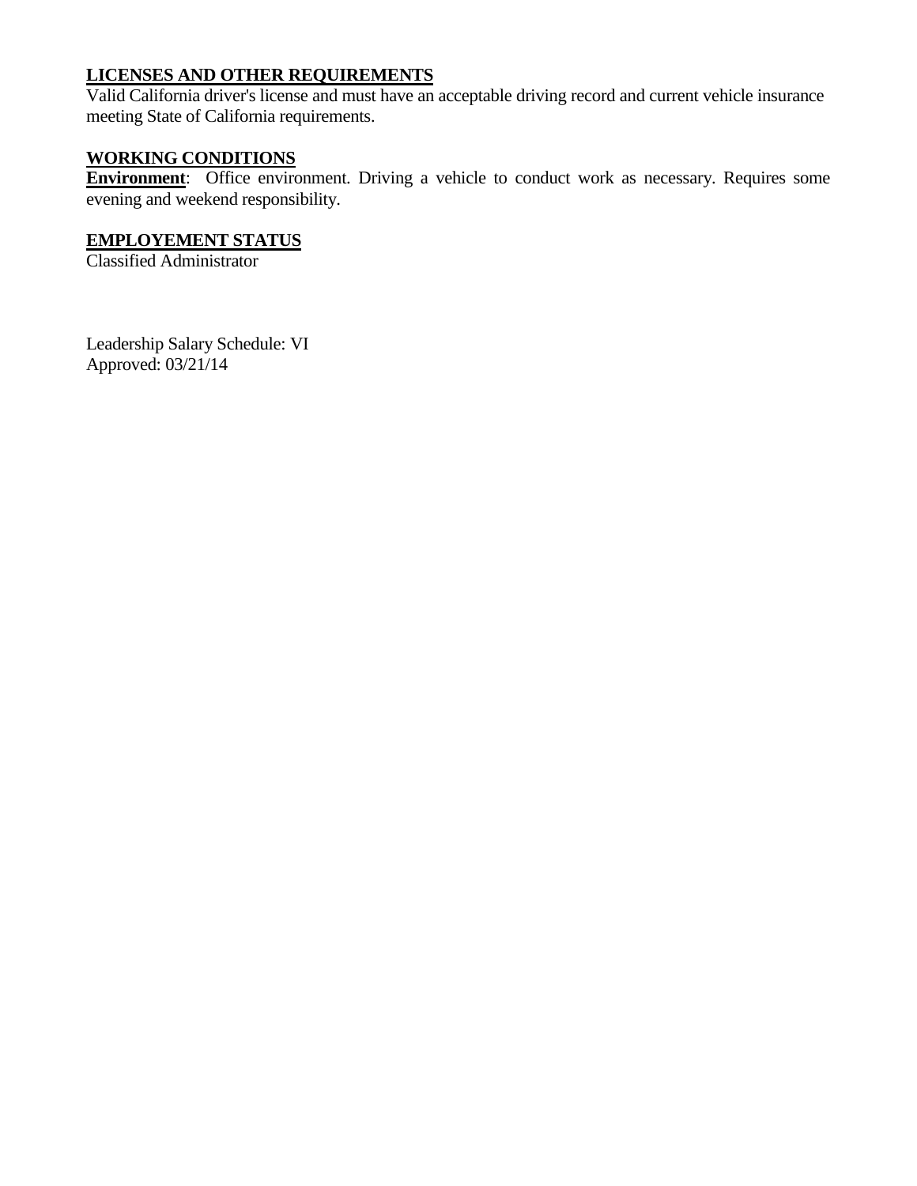## LICENSES AND OTHER REQUIREMENTS

Valid California driver's license and must have an acceptable driving record and current vehicle insurance meeting State of California requirements.

## WORKING CONDITIONS

**Environment**: Office environment. Driving a vehicle to conduct work as necessary. Requires some evening and weekend responsibility.

## EMPLOYEMENT STATUS

Classified Administrator

Leadership Salary Schedule: VI
Approved: 03/21/14